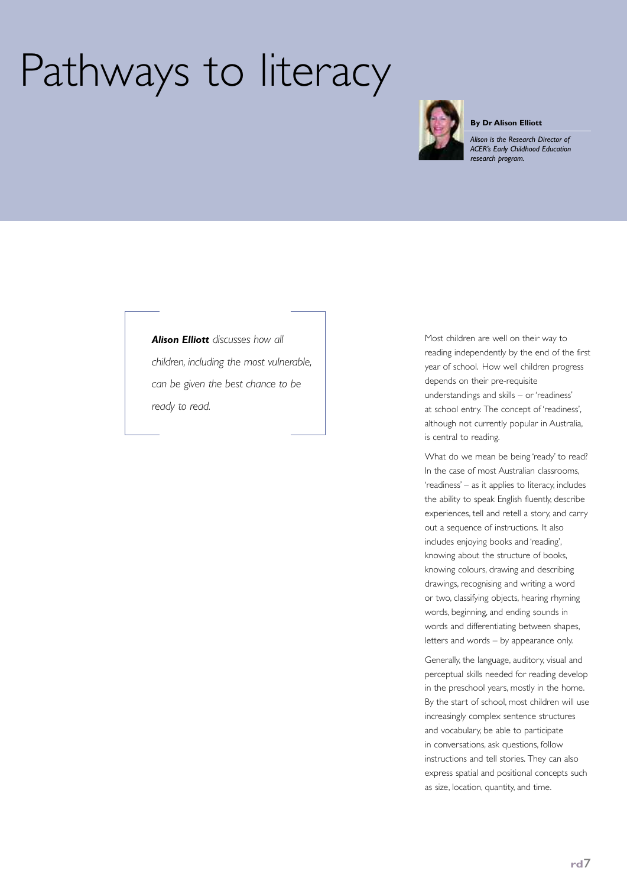# Pathways to literacy

**By Dr Alison Elliott**

*Alison is the Research Director of ACER's Early Childhood Education research program.*

***Alison Elliott*** *discusses how all children, including the most vulnerable, can be given the best chance to be ready to read.*

Most children are well on their way to reading independently by the end of the first year of school. How well children progress depends on their pre-requisite understandings and skills – or 'readiness' at school entry. The concept of 'readiness', although not currently popular in Australia, is central to reading.

What do we mean be being 'ready' to read? In the case of most Australian classrooms, 'readiness' – as it applies to literacy, includes the ability to speak English fluently, describe experiences, tell and retell a story, and carry out a sequence of instructions. It also includes enjoying books and 'reading', knowing about the structure of books, knowing colours, drawing and describing drawings, recognising and writing a word or two, classifying objects, hearing rhyming words, beginning, and ending sounds in words and differentiating between shapes, letters and words – by appearance only.

Generally, the language, auditory, visual and perceptual skills needed for reading develop in the preschool years, mostly in the home. By the start of school, most children will use increasingly complex sentence structures and vocabulary, be able to participate in conversations, ask questions, follow instructions and tell stories. They can also express spatial and positional concepts such as size, location, quantity, and time.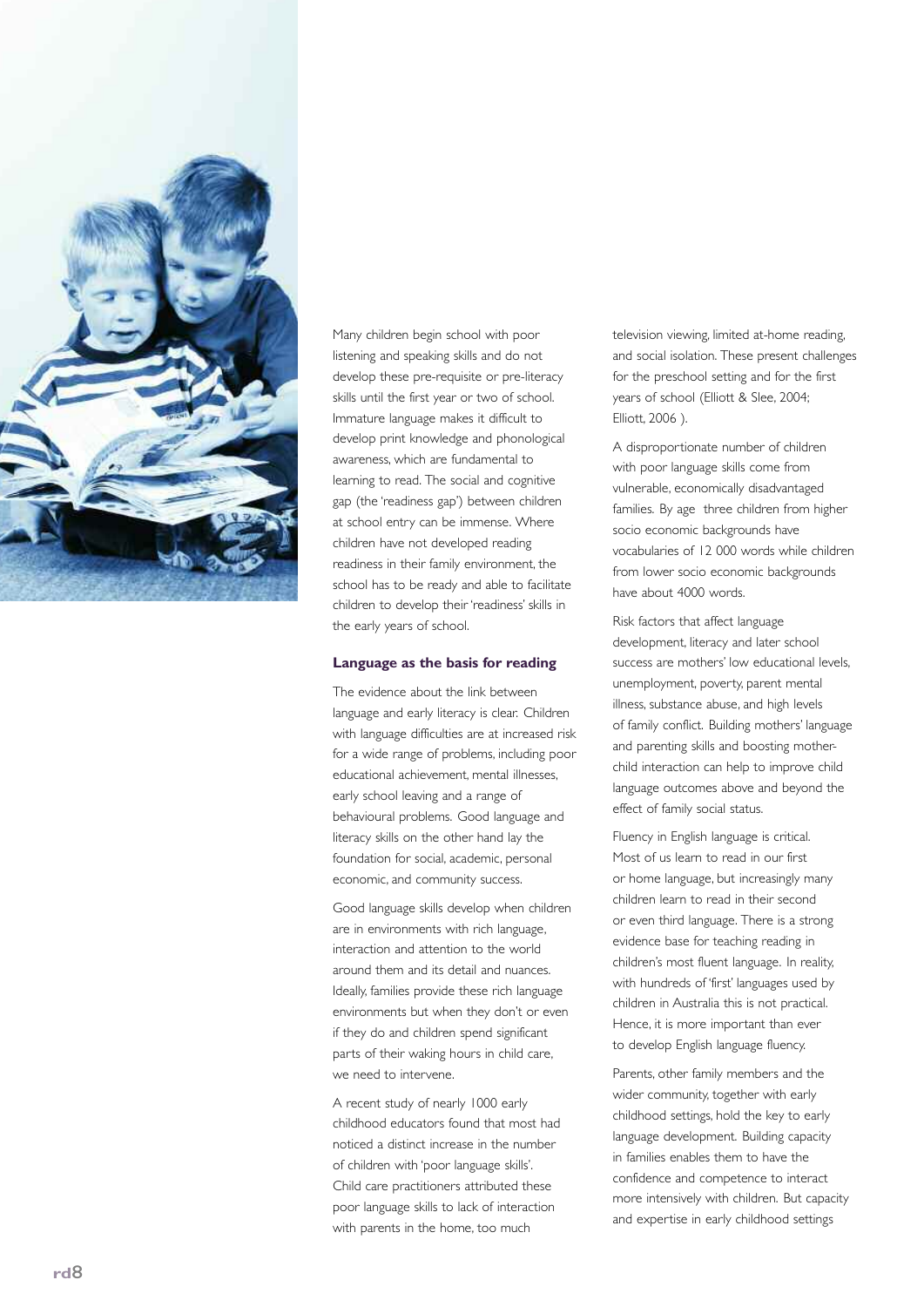Many children begin school with poor listening and speaking skills and do not develop these pre-requisite or pre-literacy skills until the first year or two of school. Immature language makes it difficult to develop print knowledge and phonological awareness, which are fundamental to learning to read. The social and cognitive gap (the 'readiness gap') between children at school entry can be immense. Where children have not developed reading readiness in their family environment, the school has to be ready and able to facilitate children to develop their 'readiness' skills in the early years of school.

### Language as the basis for reading

The evidence about the link between language and early literacy is clear. Children with language difficulties are at increased risk for a wide range of problems, including poor educational achievement, mental illnesses, early school leaving and a range of behavioural problems. Good language and literacy skills on the other hand lay the foundation for social, academic, personal economic, and community success.

Good language skills develop when children are in environments with rich language, interaction and attention to the world around them and its detail and nuances. Ideally, families provide these rich language environments but when they don't or even if they do and children spend significant parts of their waking hours in child care, we need to intervene.

A recent study of nearly 1000 early childhood educators found that most had noticed a distinct increase in the number of children with 'poor language skills'. Child care practitioners attributed these poor language skills to lack of interaction with parents in the home, too much television viewing, limited at-home reading, and social isolation. These present challenges for the preschool setting and for the first years of school (Elliott & Slee, 2004; Elliott, 2006 ).

A disproportionate number of children with poor language skills come from vulnerable, economically disadvantaged families. By age three children from higher socio economic backgrounds have vocabularies of 12 000 words while children from lower socio economic backgrounds have about 4000 words.

Risk factors that affect language development, literacy and later school success are mothers' low educational levels, unemployment, poverty, parent mental illness, substance abuse, and high levels of family conflict. Building mothers' language and parenting skills and boosting mother-child interaction can help to improve child language outcomes above and beyond the effect of family social status.

Fluency in English language is critical. Most of us learn to read in our first or home language, but increasingly many children learn to read in their second or even third language. There is a strong evidence base for teaching reading in children's most fluent language. In reality, with hundreds of 'first' languages used by children in Australia this is not practical. Hence, it is more important than ever to develop English language fluency.

Parents, other family members and the wider community, together with early childhood settings, hold the key to early language development. Building capacity in families enables them to have the confidence and competence to interact more intensively with children. But capacity and expertise in early childhood settings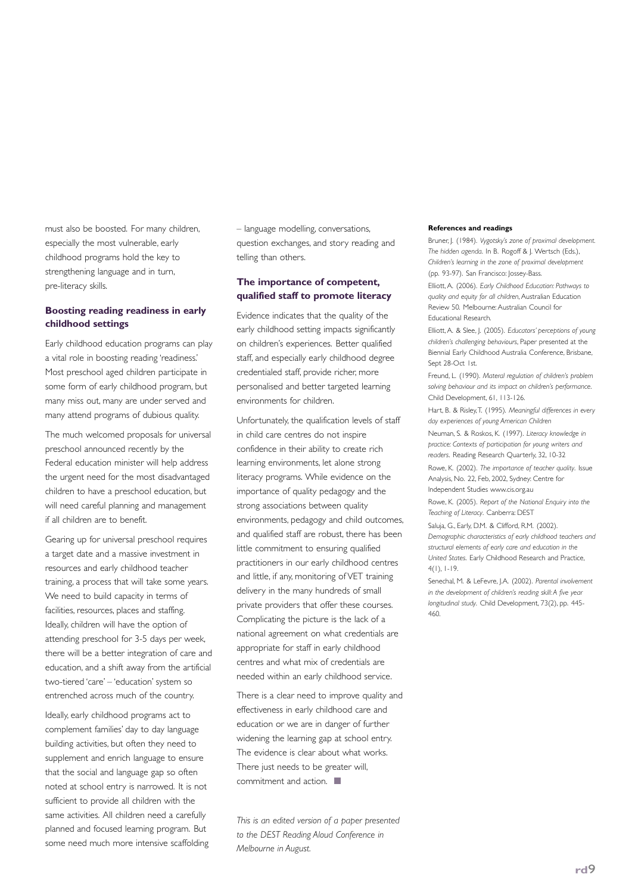must also be boosted. For many children, especially the most vulnerable, early childhood programs hold the key to strengthening language and in turn, pre-literacy skills.

### Boosting reading readiness in early childhood settings

Early childhood education programs can play a vital role in boosting reading 'readiness.' Most preschool aged children participate in some form of early childhood program, but many miss out, many are under served and many attend programs of dubious quality.

The much welcomed proposals for universal preschool announced recently by the Federal education minister will help address the urgent need for the most disadvantaged children to have a preschool education, but will need careful planning and management if all children are to benefit.

Gearing up for universal preschool requires a target date and a massive investment in resources and early childhood teacher training, a process that will take some years. We need to build capacity in terms of facilities, resources, places and staffing. Ideally, children will have the option of attending preschool for 3-5 days per week, there will be a better integration of care and education, and a shift away from the artificial two-tiered 'care' – 'education' system so entrenched across much of the country.

Ideally, early childhood programs act to complement families' day to day language building activities, but often they need to supplement and enrich language to ensure that the social and language gap so often noted at school entry is narrowed. It is not sufficient to provide all children with the same activities. All children need a carefully planned and focused learning program. But some need much more intensive scaffolding – language modelling, conversations, question exchanges, and story reading and telling than others.

### The importance of competent, qualified staff to promote literacy

Evidence indicates that the quality of the early childhood setting impacts significantly on children's experiences. Better qualified staff, and especially early childhood degree credentialed staff, provide richer, more personalised and better targeted learning environments for children.

Unfortunately, the qualification levels of staff in child care centres do not inspire confidence in their ability to create rich learning environments, let alone strong literacy programs. While evidence on the importance of quality pedagogy and the strong associations between quality environments, pedagogy and child outcomes, and qualified staff are robust, there has been little commitment to ensuring qualified practitioners in our early childhood centres and little, if any, monitoring of VET training delivery in the many hundreds of small private providers that offer these courses. Complicating the picture is the lack of a national agreement on what credentials are appropriate for staff in early childhood centres and what mix of credentials are needed within an early childhood service.

There is a clear need to improve quality and effectiveness in early childhood care and education or we are in danger of further widening the learning gap at school entry. The evidence is clear about what works. There just needs to be greater will, commitment and action. ■

*This is an edited version of a paper presented to the DEST Reading Aloud Conference in Melbourne in August.*

**References and readings**

Bruner, J. (1984). *Vygotsky's zone of proximal development. The hidden agenda.* In B. Rogoff & J. Wertsch (Eds.), *Children's learning in the zone of proximal development* (pp. 93-97). San Francisco: Jossey-Bass.

Elliott, A. (2006). *Early Childhood Education: Pathways to quality and equity for all children*, Australian Education Review 50. Melbourne: Australian Council for Educational Research.

Elliott, A. & Slee, J. (2005). *Educators' perceptions of young children's challenging behaviours*, Paper presented at the Biennial Early Childhood Australia Conference, Brisbane, Sept 28-Oct 1st.

Freund, L. (1990). *Materal regulation of children's problem solving behaviour and its impact on children's performance.* Child Development, 61, 113-126.

Hart, B. & Risley, T. (1995). *Meaningful differences in every day experiences of young American Children*

Neuman, S. & Roskos, K. (1997). *Literacy knowledge in practice: Contexts of participation for young writers and readers.* Reading Research Quarterly, 32, 10-32

Rowe, K. (2002). *The importance of teacher quality.* Issue Analysis, No. 22, Feb, 2002, Sydney: Centre for Independent Studies www.cis.org.au

Rowe, K. (2005). *Report of the National Enquiry into the Teaching of Literacy.* Canberra: DEST

Saluja, G., Early, D.M. & Clifford, R.M. (2002). *Demographic characteristics of early childhood teachers and structural elements of early care and education in the United States.* Early Childhood Research and Practice, 4(1), 1-19.

Senechal, M. & LeFevre, J.A. (2002). *Parental involvement in the development of children's reading skill: A five year longitudinal study.* Child Development, 73(2), pp. 445-460.